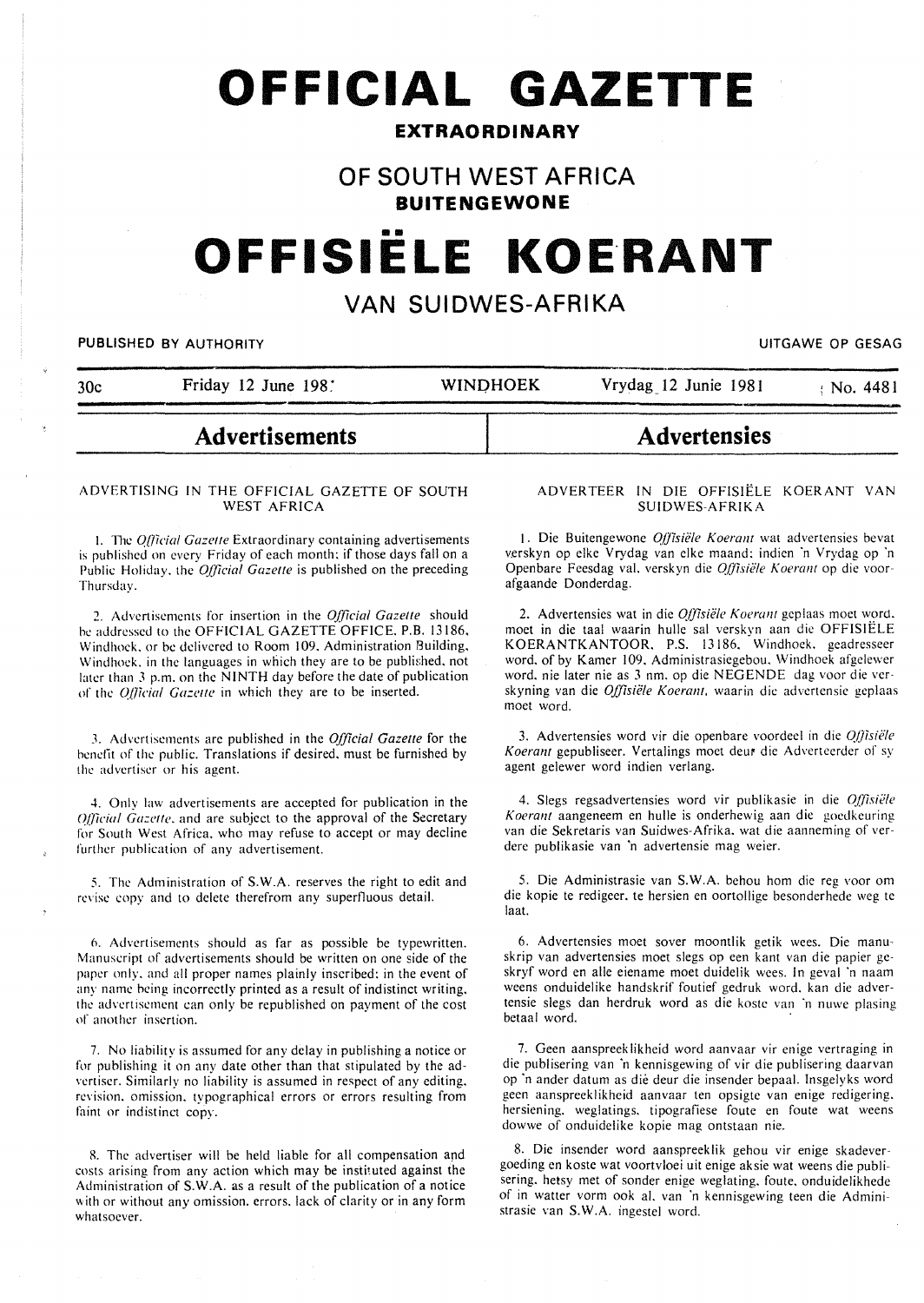# OFFICIAL GAZETTE

**EXTRAORDINARY**

## OF SOUTH WEST AFRICA

**BUITENGEWONE**

# OFFISIËLE KOERANT

## VAN SUIDWES-AFRIKA

PUBLISHED BY AUTHORITY — UITGAWE OP GESAG

30c — Friday 12 June 1981 — WINDHOEK — Vrydag 12 Junie 1981 — No. 4481

## Advertisements

### ADVERTISING IN THE OFFICIAL GAZETTE OF SOUTH WEST AFRICA

1. The *Official Gazette* Extraordinary containing advertisements is published on every Friday of each month; if those days fall on a Public Holiday, the *Official Gazette* is published on the preceding Thursday.

2. Advertisements for insertion in the *Official Gazette* should be addressed to the OFFICIAL GAZETTE OFFICE, P.B. 13186, Windhoek, or be delivered to Room 109, Administration Building, Windhoek, in the languages in which they are to be published, not later than 3 p.m. on the NINTH day before the date of publication of the *Official Gazette* in which they are to be inserted.

3. Advertisements are published in the *Official Gazette* for the benefit of the public. Translations if desired, must be furnished by the advertiser or his agent.

4. Only law advertisements are accepted for publication in the *Official Gazette*, and are subject to the approval of the Secretary for South West Africa, who may refuse to accept or may decline further publication of any advertisement.

5. The Administration of S.W.A. reserves the right to edit and revise copy and to delete therefrom any superfluous detail.

6. Advertisements should as far as possible be typewritten. Manuscript of advertisements should be written on one side of the paper only, and all proper names plainly inscribed; in the event of any name being incorrectly printed as a result of indistinct writing, the advertisement can only be republished on payment of the cost of another insertion.

7. No liability is assumed for any delay in publishing a notice or for publishing it on any date other than that stipulated by the advertiser. Similarly no liability is assumed in respect of any editing, revision, omission, typographical errors or errors resulting from faint or indistinct copy.

8. The advertiser will be held liable for all compensation and costs arising from any action which may be instituted against the Administration of S.W.A. as a result of the publication of a notice with or without any omission, errors, lack of clarity or in any form whatsoever.

## Advertensies

### ADVERTEER IN DIE OFFISIËLE KOERANT VAN SUIDWES-AFRIKA

1. Die Buitengewone *Offisiële Koerant* wat advertensies bevat verskyn op elke Vrydag van elke maand; indien 'n Vrydag op 'n Openbare Feesdag val, verskyn die *Offisiële Koerant* op die voorafgaande Donderdag.

2. Advertensies wat in die *Offisiële Koerant* geplaas moet word, moet in die taal waarin hulle sal verskyn aan die OFFISIËLE KOERANTKANTOOR, P.S. 13186, Windhoek, geadresseer word, of by Kamer 109, Administrasiegebou, Windhoek afgelewer word, nie later nie as 3 nm. op die NEGENDE dag voor die verskyning van die *Offisiële Koerant*, waarin die advertensie geplaas moet word.

3. Advertensies word vir die openbare voordeel in die *Offisiële Koerant* gepubliseer. Vertalings moet deur die Adverteerder of sy agent gelewer word indien verlang.

4. Slegs regsadvertensies word vir publikasie in die *Offisiële Koerant* aangeneem en hulle is onderhewig aan die goedkeuring van die Sekretaris van Suidwes-Afrika, wat die aanneming of verdere publikasie van 'n advertensie mag weier.

5. Die Administrasie van S.W.A. behou hom die reg voor om die kopie te redigeer, te hersien en oortollige besonderhede weg te laat.

6. Advertensies moet sover moontlik getik wees. Die manuskrip van advertensies moet slegs op een kant van die papier geskryf word en alle eiename moet duidelik wees. In geval 'n naam weens onduidelike handskrif foutief gedruk word, kan die advertensie slegs dan herdruk word as die koste van 'n nuwe plasing betaal word.

7. Geen aanspreeklikheid word aanvaar vir enige vertraging in die publisering van 'n kennisgewing of vir die publisering daarvan op 'n ander datum as dië deur die insender bepaal. Insgelyks word geen aanspreeklikheid aanvaar ten opsigte van enige redigering, hersiening, weglatings, tipografiese foute en foute wat weens dowwe of onduidelike kopie mag ontstaan nie.

8. Die insender word aanspreeklik gehou vir enige skadevergoeding en koste wat voortvloei uit enige aksie wat weens die publisering, hetsy met of sonder enige weglating, foute, onduidelikhede of in watter vorm ook al, van 'n kennisgewing teen die Administrasie van S.W.A. ingestel word.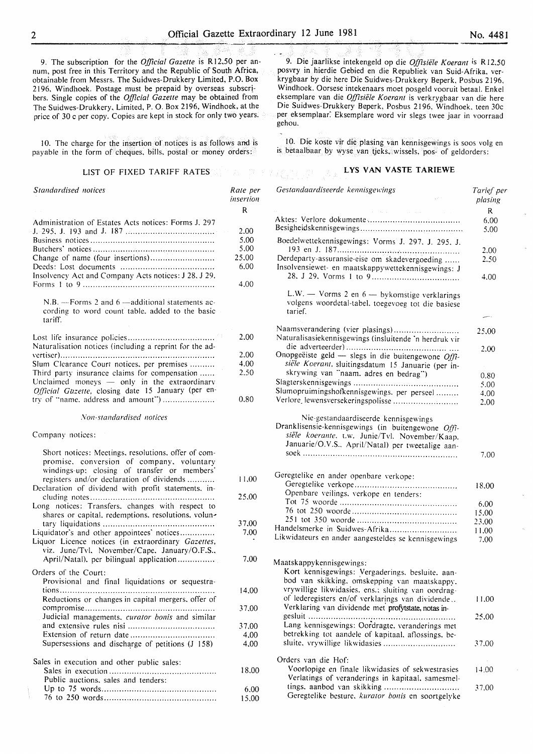9. The subscription for the *Official Gazette* is R12,50 per annum, post free in this Territory and the Republic of South Africa, obtainable from Messrs. The Suidwes-Drukkery Limited, P.O. Box 2196, Windhoek. Postage must be prepaid by overseas subscribers. Single copies of the *Official Gazette* may be obtained from The Suidwes-Drukkery, Limited, P. O. Box 2196, Windhoek, at the price of 30 c per copy. Copies are kept in stock for only two years.

10. The charge for the insertion of notices is as follows and is payable in the form of cheques, bills, postal or money orders:

## LIST OF FIXED TARIFF RATES

| *Standardised notices* | Rate per insertion |
|---|---|
| | R |
| Administration of Estates Acts notices: Forms J. 297 J. 295, J. 193 and J. 187 | 2.00 |
| Business notices | 5.00 |
| Butchers' notices | 5.00 |
| Change of name (four insertions) | 25.00 |
| Deeds: Lost documents | 6.00 |
| Insolvency Act and Company Acts notices: J 28, J 29, Forms 1 to 9 | 4.00 |
| N.B. — Forms 2 and 6 — additional statements according to word count table, added to the basic tariff. | |
| Lost life insurance policies | 2.00 |
| Naturalisation notices (including a reprint for the advertiser) | 2.00 |
| Slum Clearance Court notices, per premises | 4.00 |
| Third party insurance claims for compensation | 2.50 |
| Unclaimed moneys — only in the extraordinary *Official Gazette*, closing date 15 January (per entry of "name, address and amount") | 0.80 |

*Non-standardised notices*

Company notices:

| | |
|---|---|
| Short notices: Meetings, resolutions, offer of compromise, conversion of company, voluntary windings-up: closing of transfer or members' registers and/or declaration of dividends | 11.00 |
| Declaration of dividend with profit statements, including notes | 25.00 |
| Long notices: Transfers, changes with respect to shares or capital, redemptions, resolutions, voluntary liquidations | 37.00 |
| Liquidator's and other appointees' notices | 7.00 |
| Liquor Licence notices (in extraordinary *Gazettes*, viz. June/Tvl. November/Cape. January/O.F.S., April/Natal), per bilingual application | 7.00 |
| Orders of the Court: | |
| Provisional and final liquidations or sequestrations | 14.00 |
| Reductions or changes in capital mergers, offer of compromise | 37.00 |
| Judicial managements, *curator bonis* and similar and extensive rules nisi | 37.00 |
| Extension of return date | 4.00 |
| Supersessions and discharge of petitions (J 158) | 4.00 |
| Sales in execution and other public sales: | |
| Sales in execution | 18.00 |
| Public auctions, sales and tenders: | |
| Up to 75 words | 6.00 |
| 76 to 250 words | 15.00 |

9. Die jaarlikse intekengeld op die *Offisiële Koerant* is R12,50 posvry in hierdie Gebied en die Republiek van Suid-Afrika, verkrygbaar by die here Die Suidwes-Drukkery Beperk, Posbus 2196, Windhoek. Oorsese intekenaars moet posgeld vooruit betaal. Enkel eksemplare van die *Offisiële Koerant* is verkrygbaar van die here Die Suidwes-Drukkery Beperk, Posbus 2196, Windhoek, teen 30c per eksemplaar. Eksemplare word vir slegs twee jaar in voorraad gehou.

10. Die koste vir die plasing van kennisgewings is soos volg en is betaalbaar by wyse van tjeks, wissels, pos- of geldorders:

## LYS VAN VASTE TARIEWE

| *Gestandaardiseerde kennisgewings* | *Tarief per plasing* |
|---|---|
| | R |
| Aktes: Verlore dokumente | 6.00 |
| Besigheidskennisgewings | 5.00 |
| Boedelwettekennisgewings: Vorms J. 297, J. 295, J. 193 en J. 187 | 2.00 |
| Derdeparty-assuransie-eise om skadevergoeding | 2.50 |
| Insolvensiewet- en maatskappywettekennisgewings: J 28, J 29, Vorms 1 to 9 | 4.00 |
| L.W. — Vorms 2 en 6 — bykomstige verklarings volgens woordetal-tabel, toegevoeg tot die basiese tarief. | |
| Naamsverandering (vier plasings) | 25.00 |
| Naturalisasiekennisgewings (insluitende 'n herdruk vir die adverteerder) | 2.00 |
| Onopgeëiste geld — slegs in die buitengewone *Offisiële Koerant*, sluitingsdatum 15 Januarie (per inskrywing van "naam, adres en bedrag") | 0.80 |
| Slagterskennisgewings | 5.00 |
| Slumopruimingshofkennisgewings, per perseel | 4.00 |
| Verlore lewensversekeringspolisse | 2.00 |

Nie-gestandaardiseerde kennisgewings

| | |
|---|---|
| Dranklisensie-kennisgewings (in buitengewone *Offisiële koerante*, t.w. Junie/Tvl. November/Kaap. Januarie/O.V.S., April/Natal) per tweetalige aansoek | 7.00 |
| Geregtelike en ander openbare verkope: | |
| Geregtelike verkope | 18.00 |
| Openbare veilings, verkope en tenders: | |
| Tot 75 woorde | 6.00 |
| 76 tot 250 woorde | 15.00 |
| 251 tot 350 woorde | 23.00 |
| Handelsmerke in Suidwes-Afrika | 11.00 |
| Likwidateurs en ander aangesteldes se kennisgewings | 7.00 |
| Maatskappykennisgewings: | |
| Kort kennisgewings: Vergaderings, besluite, aanbod van skikking, omskepping van maatskappy, vrywillige likwidasies, ens.; sluiting van oordragof lederegisters en/of verklarings van dividende | 11.00 |
| Verklaring van dividende met profytstate, notas ingesluit | 25.00 |
| Lang kennisgewings: Oordragte, veranderings met betrekking tot aandele of kapitaal, aflossings, besluite, vrywillige likwidasies | 37.00 |
| Orders van die Hof: | |
| Voorlopige en finale likwidasies of sekwestrasies | 14.00 |
| Verlatings of veranderings in kapitaal, samesmeltings, aanbod van skikking | 37.00 |
| Geregtelike besture, *kurator bonis* en soortgelyke | |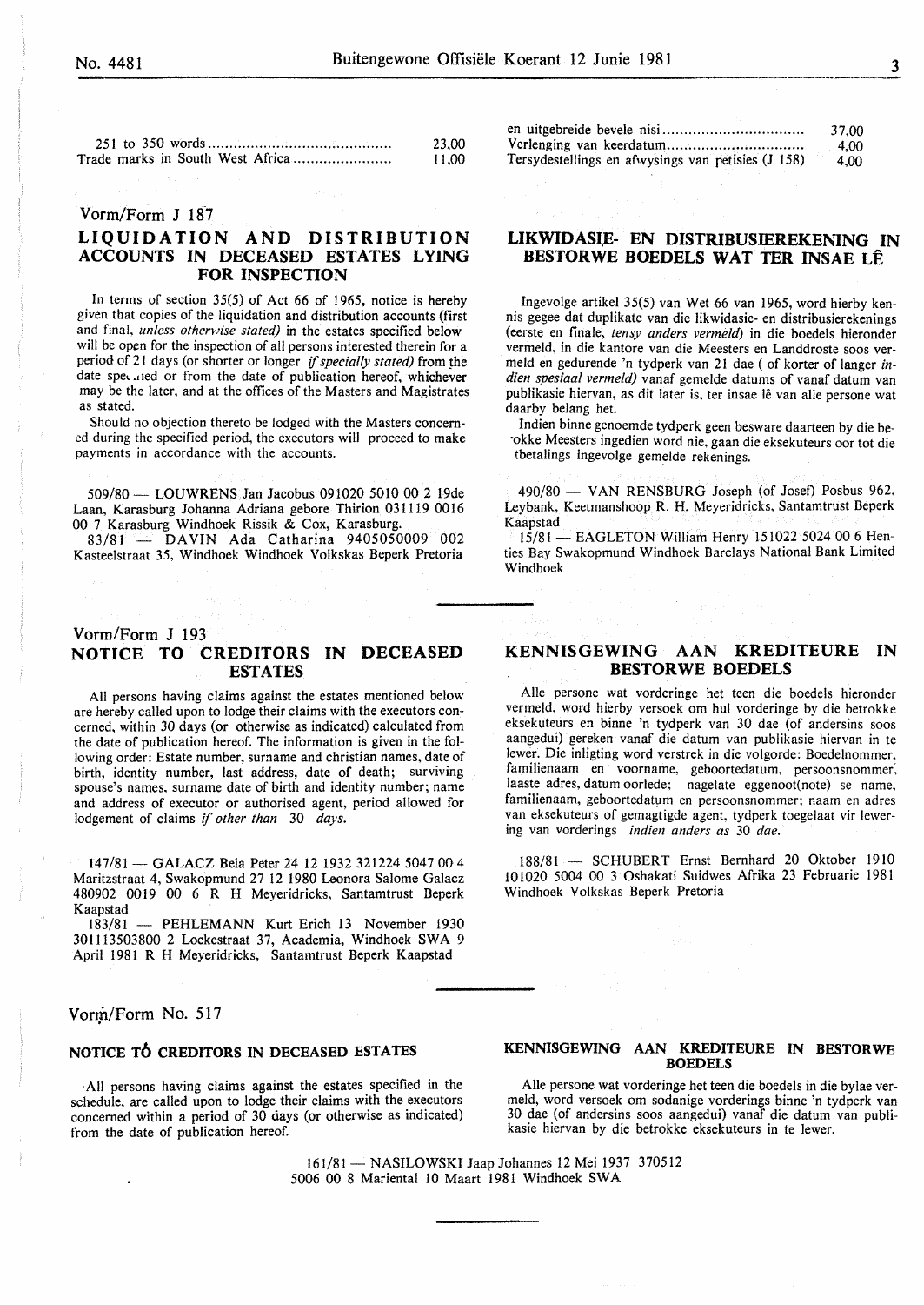| | |
|---|---|
| 251 to 350 words | 23,00 |
| Trade marks in South West Africa | 11,00 |

| | |
|---|---|
| en uitgebreide bevele nisi | 37,00 |
| Verlenging van keerdatum | 4,00 |
| Tersydestellings en afwysings van petisies (J 158) | 4,00 |

Vorm/Form J 187

## LIQUIDATION AND DISTRIBUTION ACCOUNTS IN DECEASED ESTATES LYING FOR INSPECTION

In terms of section 35(5) of Act 66 of 1965, notice is hereby given that copies of the liquidation and distribution accounts (first and final, *unless otherwise stated)* in the estates specified below will be open for the inspection of all persons interested therein for a period of 21 days (or shorter or longer *if specially stated)* from the date specified or from the date of publication hereof, whichever may be the later, and at the offices of the Masters and Magistrates as stated.

Should no objection thereto be lodged with the Masters concerned during the specified period, the executors will proceed to make payments in accordance with the accounts.

509/80 — LOUWRENS Jan Jacobus 091020 5010 00 2 19de Laan, Karasburg Johanna Adriana gebore Thirion 031119 0016 00 7 Karasburg Windhoek Rissik & Cox, Karasburg.

83/81 — DAVIN Ada Catharina 9405050009 002 Kasteelstraat 35, Windhoek Windhoek Volkskas Beperk Pretoria

## LIKWIDASIE- EN DISTRIBUSIEREKENING IN BESTORWE BOEDELS WAT TER INSAE LÊ

Ingevolge artikel 35(5) van Wet 66 van 1965, word hierby kennis gegee dat duplikate van die likwidasie- en distribusierekenings (eerste en finale, *tensy anders vermeld)* in die boedels hieronder vermeld, in die kantore van die Meesters en Landdroste soos vermeld en gedurende 'n tydperk van 21 dae ( of korter of langer *indien spesiaal vermeld)* vanaf gemelde datums of vanaf datum van publikasie hiervan, as dit later is, ter insae lê van alle persone wat daarby belang het.

Indien binne genoemde tydperk geen besware daarteen by die betrokke Meesters ingedien word nie, gaan die eksekuteurs oor tot die betalings ingevolge gemelde rekenings.

490/80 — VAN RENSBURG Joseph (of Josef) Posbus 962, Leybank, Keetmanshoop R. H. Meyeridricks, Santamtrust Beperk Kaapstad

15/81 — EAGLETON William Henry 151022 5024 00 6 Henties Bay Swakopmund Windhoek Barclays National Bank Limited Windhoek

Vorm/Form J 193

## NOTICE TO CREDITORS IN DECEASED ESTATES

All persons having claims against the estates mentioned below are hereby called upon to lodge their claims with the executors concerned, within 30 days (or otherwise as indicated) calculated from the date of publication hereof. The information is given in the following order: Estate number, surname and christian names, date of birth, identity number, last address, date of death; surviving spouse's names, surname date of birth and identity number; name and address of executor or authorised agent, period allowed for lodgement of claims *if other than* 30 *days.*

147/81 — GALACZ Bela Peter 24 12 1932 321224 5047 00 4 Maritzstraat 4, Swakopmund 27 12 1980 Leonora Salome Galacz 480902 0019 00 6 R H Meyeridricks, Santamtrust Beperk Kaapstad

183/81 — PEHLEMANN Kurt Erich 13 November 1930 301113503800 2 Lockestraat 37, Academia, Windhoek SWA 9 April 1981 R H Meyeridricks, Santamtrust Beperk Kaapstad

## KENNISGEWING AAN KREDITEURE IN BESTORWE BOEDELS

Alle persone wat vorderinge het teen die boedels hieronder vermeld, word hierby versoek om hul vorderinge by die betrokke eksekuteurs en binne 'n tydperk van 30 dae (of andersins soos aangedui) gereken vanaf die datum van publikasie hiervan in te lewer. Die inligting word verstrek in die volgorde: Boedelnommer, familienaam en voorname, geboortedatum, persoonsnommer, laaste adres, datum oorlede; nagelate eggenoot(note) se name, familienaam, geboortedatum en persoonsnommer; naam en adres van eksekuteurs of gemagtigde agent, tydperk toegelaat vir lewering van vorderings *indien anders as* 30 *dae.*

188/81 — SCHUBERT Ernst Bernhard 20 Oktober 1910 101020 5004 00 3 Oshakati Suidwes Afrika 23 Februarie 1981 Windhoek Volkskas Beperk Pretoria

Vorm/Form No. 517

## NOTICE TO CREDITORS IN DECEASED ESTATES

All persons having claims against the estates specified in the schedule, are called upon to lodge their claims with the executors concerned within a period of 30 days (or otherwise as indicated) from the date of publication hereof.

## KENNISGEWING AAN KREDITEURE IN BESTORWE BOEDELS

Alle persone wat vorderinge het teen die boedels in die bylae vermeld, word versoek om sodanige vorderings binne 'n tydperk van 30 dae (of andersins soos aangedui) vanaf die datum van publikasie hiervan by die betrokke eksekuteurs in te lewer.

161/81 — NASILOWSKI Jaap Johannes 12 Mei 1937 370512 5006 00 8 Mariental 10 Maart 1981 Windhoek SWA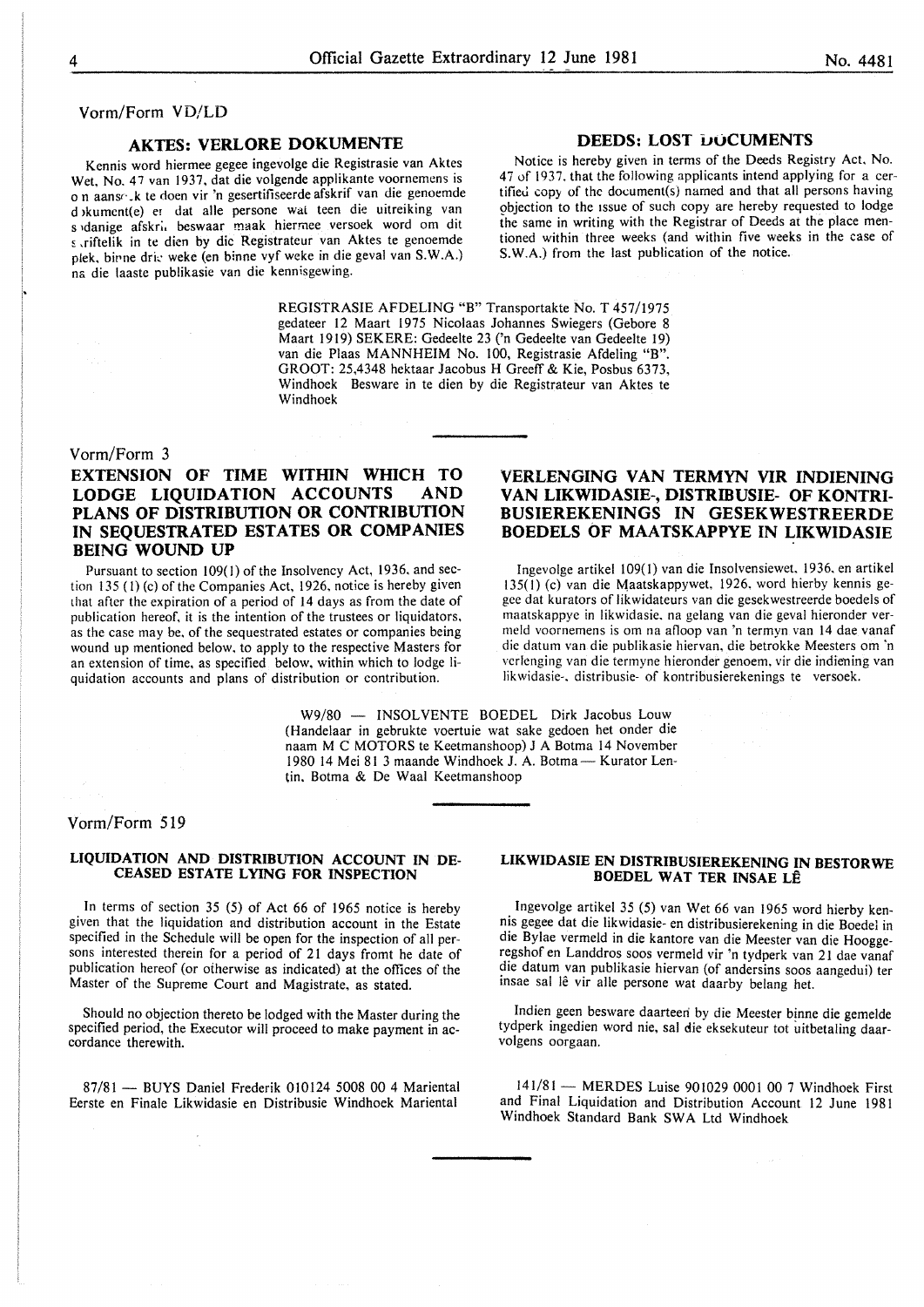Vorm/Form VD/LD

## AKTES: VERLORE DOKUMENTE

Kennis word hiermee gegee ingevolge die Registrasie van Aktes Wet, No. 47 van 1937, dat die volgende applikante voornemens is o n aansc.k te doen vir 'n gesertifiseerde afskrif van die genoemde d )kument(e) er dat alle persone wat teen die uitreiking van s )danige afskri. beswaar maak hiermee versoek word om dit s.riftelik in te dien by die Registrateur van Aktes te genoemde plek, binne drie weke (en binne vyf weke in die geval van S.W.A.) na die laaste publikasie van die kennisgewing.

## DEEDS: LOST DOCUMENTS

Notice is hereby given in terms of the Deeds Registry Act, No. 47 of 1937, that the following applicants intend applying for a certified copy of the document(s) named and that all persons having objection to the issue of such copy are hereby requested to lodge the same in writing with the Registrar of Deeds at the place mentioned within three weeks (and within five weeks in the case of S.W.A.) from the last publication of the notice.

REGISTRASIE AFDELING "B" Transportakte No. T 457/1975 gedateer 12 Maart 1975 Nicolaas Johannes Swiegers (Gebore 8 Maart 1919) SEKERE: Gedeelte 23 ('n Gedeelte van Gedeelte 19) van die Plaas MANNHEIM No. 100, Registrasie Afdeling "B". GROOT: 25,4348 hektaar Jacobus H Greeff & Kie, Posbus 6373, Windhoek Besware in te dien by die Registrateur van Aktes te Windhoek

---

Vorm/Form 3

## EXTENSION OF TIME WITHIN WHICH TO LODGE LIQUIDATION ACCOUNTS AND PLANS OF DISTRIBUTION OR CONTRIBUTION IN SEQUESTRATED ESTATES OR COMPANIES BEING WOUND UP

Pursuant to section 109(1) of the Insolvency Act, 1936, and section 135 (1) (c) of the Companies Act, 1926, notice is hereby given that after the expiration of a period of 14 days as from the date of publication hereof, it is the intention of the trustees or liquidators, as the case may be, of the sequestrated estates or companies being wound up mentioned below, to apply to the respective Masters for an extension of time, as specified below, within which to lodge liquidation accounts and plans of distribution or contribution.

## VERLENGING VAN TERMYN VIR INDIENING VAN LIKWIDASIE-, DISTRIBUSIE- OF KONTRIBUSIEREKENINGS IN GESEKWESTREERDE BOEDELS OF MAATSKAPPYE IN LIKWIDASIE

Ingevolge artikel 109(1) van die Insolvensiewet, 1936, en artikel 135(1) (c) van die Maatskappywet, 1926, word hierby kennis gegee dat kurators of likwidateurs van die gesekwestreerde boedels of maatskappye in likwidasie, na gelang van die geval hieronder vermeld voornemens is om na afloop van 'n termyn van 14 dae vanaf die datum van die publikasie hiervan, die betrokke Meesters om 'n verlenging van die termyne hieronder genoem, vir die indiening van likwidasie-, distribusie- of kontribusierekenings te versoek.

W9/80 — INSOLVENTE BOEDEL Dirk Jacobus Louw (Handelaar in gebrukte voertuie wat sake gedoen het onder die naam M C MOTORS te Keetmanshoop) J A Botma 14 November 1980 14 Mei 81 3 maande Windhoek J. A. Botma — Kurator Lentin, Botma & De Waal Keetmanshoop

---

Vorm/Form 519

### LIQUIDATION AND DISTRIBUTION ACCOUNT IN DECEASED ESTATE LYING FOR INSPECTION

In terms of section 35 (5) of Act 66 of 1965 notice is hereby given that the liquidation and distribution account in the Estate specified in the Schedule will be open for the inspection of all persons interested therein for a period of 21 days fromt he date of publication hereof (or otherwise as indicated) at the offices of the Master of the Supreme Court and Magistrate, as stated.

Should no objection thereto be lodged with the Master during the specified period, the Executor will proceed to make payment in accordance therewith.

### LIKWIDASIE EN DISTRIBUSIEREKENING IN BESTORWE BOEDEL WAT TER INSAE LÊ

Ingevolge artikel 35 (5) van Wet 66 van 1965 word hierby kennis gegee dat die likwidasie- en distribusierekening in die Boedel in die Bylae vermeld in die kantore van die Meester van die Hooggeregshof en Landdros soos vermeld vir 'n tydperk van 21 dae vanaf die datum van publikasie hiervan (of andersins soos aangedui) ter insae sal lê vir alle persone wat daarby belang het.

Indien geen besware daarteen by die Meester binne die gemelde tydperk ingedien word nie, sal die eksekuteur tot uitbetaling daarvolgens oorgaan.

87/81 — BUYS Daniel Frederik 010124 5008 00 4 Mariental Eerste en Finale Likwidasie en Distribusie Windhoek Mariental

141/81 — MERDES Luise 901029 0001 00 7 Windhoek First and Final Liquidation and Distribution Account 12 June 1981 Windhoek Standard Bank SWA Ltd Windhoek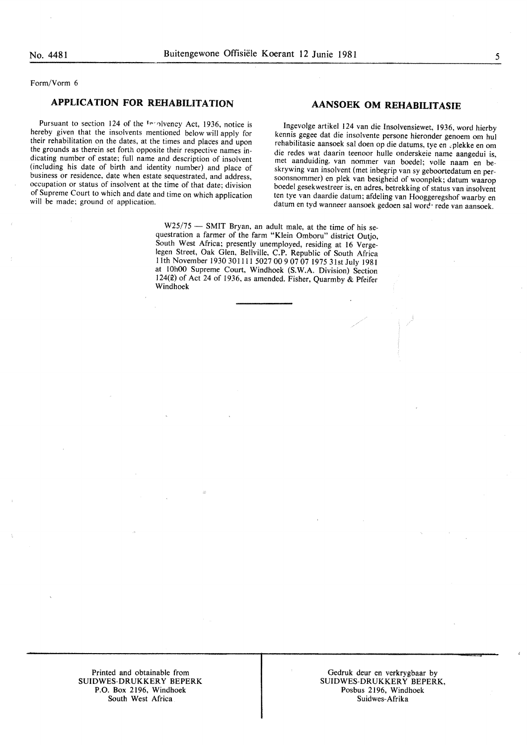Form/Vorm 6

## APPLICATION FOR REHABILITATION

Pursuant to section 124 of the Insolvency Act, 1936, notice is hereby given that the insolvents mentioned below will apply for their rehabilitation on the dates, at the times and places and upon the grounds as therein set forth opposite their respective names indicating number of estate; full name and description of insolvent (including his date of birth and identity number) and place of business or residence, date when estate sequestrated, and address, occupation or status of insolvent at the time of that date; division of Supreme Court to which and date and time on which application will be made; ground of application.

## AANSOEK OM REHABILITASIE

Ingevolge artikel 124 van die Insolvensiewet, 1936, word hierby kennis gegee dat die insolvente persone hieronder genoem om hul rehabilitasie aansoek sal doen op die datums, tye en plekke en om die redes wat daarin teenoor hulle onderskeie name aangedui is, met aanduiding van nommer van boedel; volle naam en beskrywing van insolvent (met inbegrip van sy geboortedatum en persoonsnommer) en plek van besigheid of woonplek; datum waarop boedel gesekwestreer is, en adres, betrekking of status van insolvent ten tye van daardie datum; afdeling van Hooggeregshof waarby en datum en tyd wanneer aansoek gedoen sal word; rede van aansoek.

W25/75 — SMIT Bryan, an adult male, at the time of his sequestration a farmer of the farm "Klein Omboru" district Outjo, South West Africa; presently unemployed, residing at 16 Vergelegen Street, Oak Glen, Bellville, C.P. Republic of South Africa 11th November 1930 301111 5027 00 9 07 07 1975 31st July 1981 at 10h00 Supreme Court, Windhoek (S.W.A. Division) Section 124(2) of Act 24 of 1936, as amended. Fisher, Quarmby & Pfeifer Windhoek

---

Printed and obtainable from
SUIDWES-DRUKKERY BEPERK
P.O. Box 2196, Windhoek
South West Africa

Gedruk deur en verkrygbaar by
SUIDWES-DRUKKERY BEPERK,
Posbus 2196, Windhoek
Suidwes-Afrika